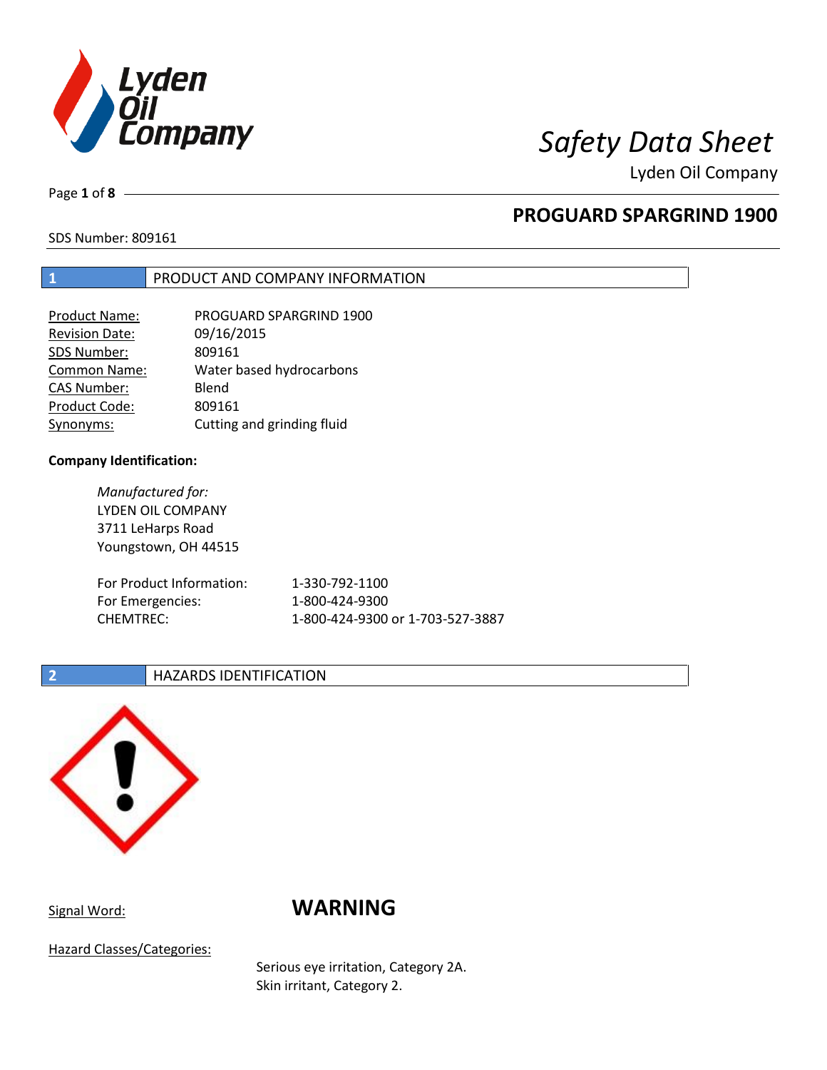# Safety Data Sheet

Lyden Oil Company

## PROGUARD SPARGRIND 1900

SDS Number: 809161

## 1 PRODUCT AND COMPANY INFORMATION

| | |
|---|---|
| Product Name: | PROGUARD SPARGRIND 1900 |
| Revision Date: | 09/16/2015 |
| SDS Number: | 809161 |
| Common Name: | Water based hydrocarbons |
| CAS Number: | Blend |
| Product Code: | 809161 |
| Synonyms: | Cutting and grinding fluid |

**Company Identification:**

*Manufactured for:*
LYDEN OIL COMPANY
3711 LeHarps Road
Youngstown, OH 44515

| | |
|---|---|
| For Product Information: | 1-330-792-1100 |
| For Emergencies: | 1-800-424-9300 |
| CHEMTREC: | 1-800-424-9300 or 1-703-527-3887 |

## 2 HAZARDS IDENTIFICATION

Signal Word: **WARNING**

Hazard Classes/Categories:

Serious eye irritation, Category 2A.
Skin irritant, Category 2.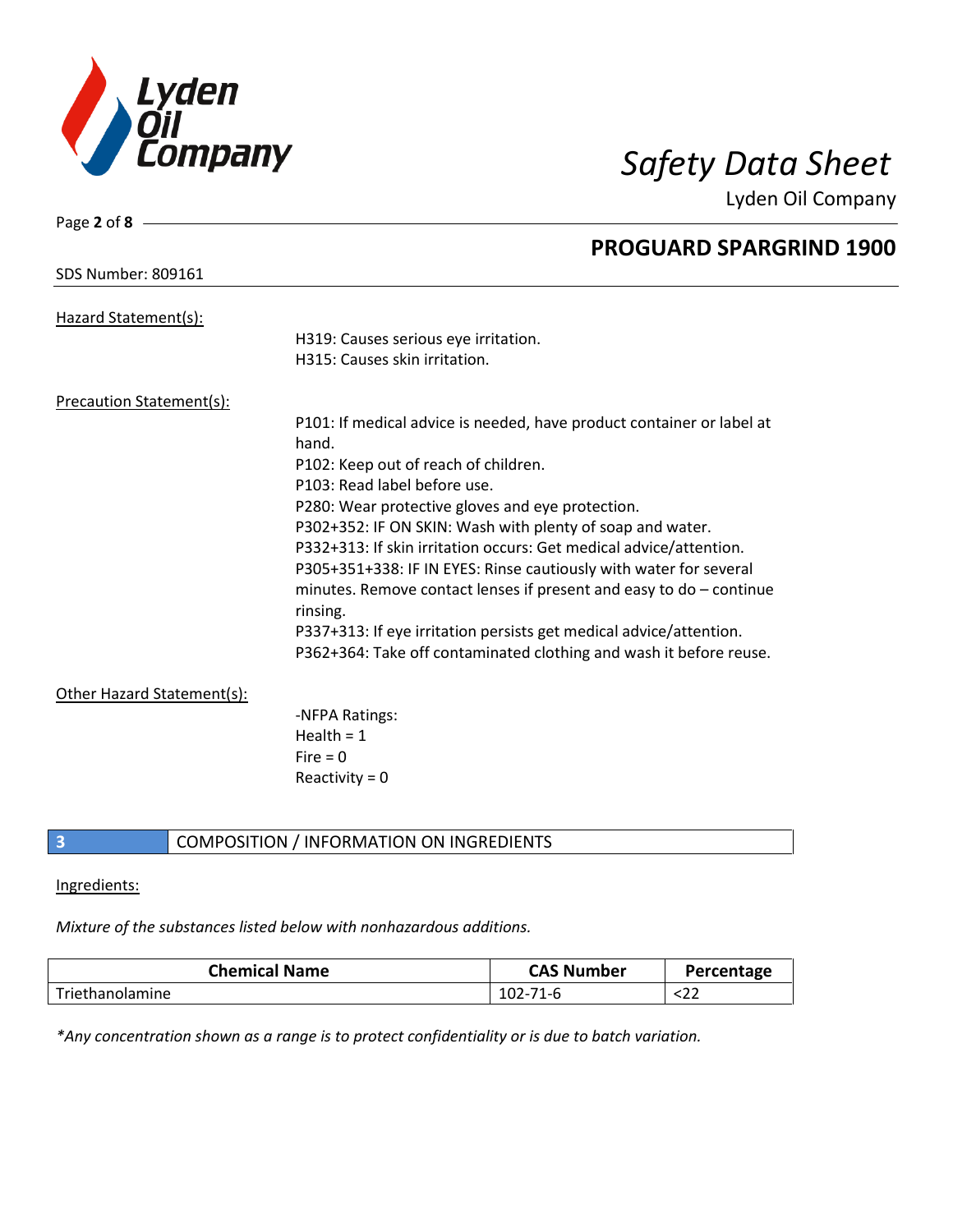Hazard Statement(s):

H319: Causes serious eye irritation.
H315: Causes skin irritation.

Precaution Statement(s):

P101: If medical advice is needed, have product container or label at hand.
P102: Keep out of reach of children.
P103: Read label before use.
P280: Wear protective gloves and eye protection.
P302+352: IF ON SKIN: Wash with plenty of soap and water.
P332+313: If skin irritation occurs: Get medical advice/attention.
P305+351+338: IF IN EYES: Rinse cautiously with water for several minutes. Remove contact lenses if present and easy to do – continue rinsing.
P337+313: If eye irritation persists get medical advice/attention.
P362+364: Take off contaminated clothing and wash it before reuse.

Other Hazard Statement(s):

-NFPA Ratings:
Health = 1
Fire = 0
Reactivity = 0

## 3 COMPOSITION / INFORMATION ON INGREDIENTS

Ingredients:

*Mixture of the substances listed below with nonhazardous additions.*

| Chemical Name | CAS Number | Percentage |
| --- | --- | --- |
| Triethanolamine | 102-71-6 | <22 |

*\*Any concentration shown as a range is to protect confidentiality or is due to batch variation.*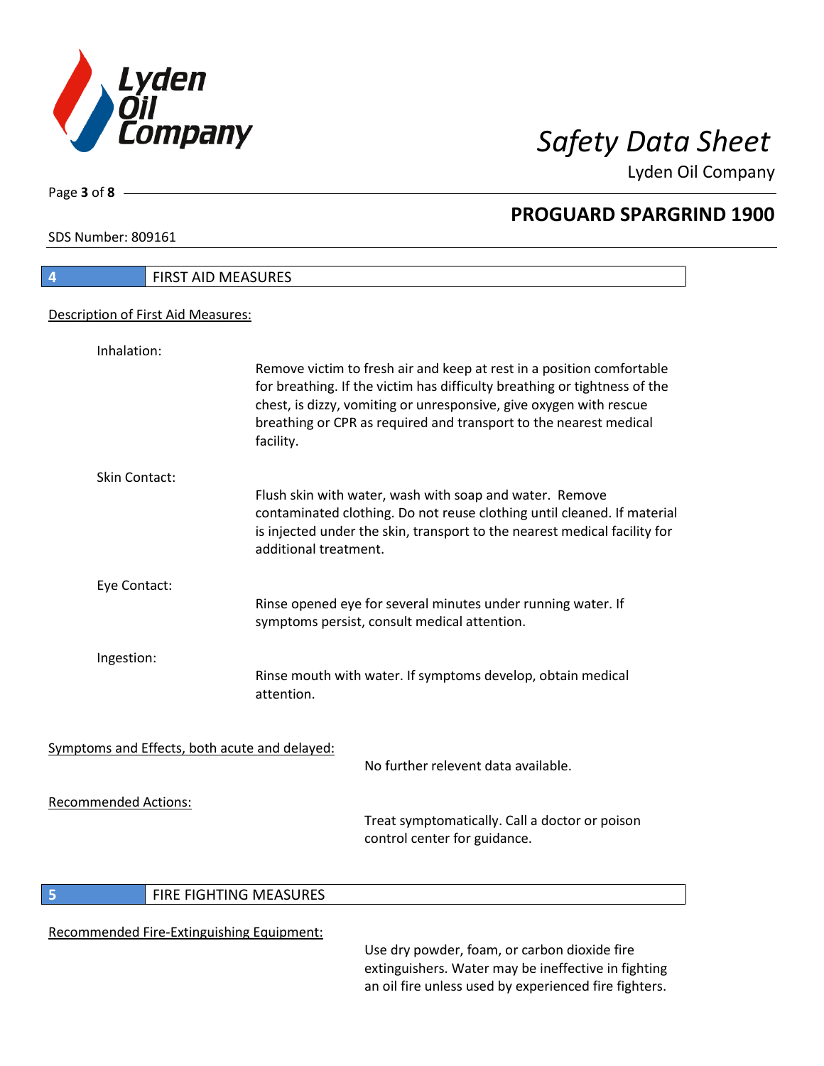## 4 FIRST AID MEASURES

Description of First Aid Measures:

Inhalation:

Remove victim to fresh air and keep at rest in a position comfortable for breathing. If the victim has difficulty breathing or tightness of the chest, is dizzy, vomiting or unresponsive, give oxygen with rescue breathing or CPR as required and transport to the nearest medical facility.

Skin Contact:

Flush skin with water, wash with soap and water. Remove contaminated clothing. Do not reuse clothing until cleaned. If material is injected under the skin, transport to the nearest medical facility for additional treatment.

Eye Contact:

Rinse opened eye for several minutes under running water. If symptoms persist, consult medical attention.

Ingestion:

Rinse mouth with water. If symptoms develop, obtain medical attention.

Symptoms and Effects, both acute and delayed:

No further relevent data available.

Recommended Actions:

Treat symptomatically. Call a doctor or poison control center for guidance.

## 5 FIRE FIGHTING MEASURES

Recommended Fire-Extinguishing Equipment:

Use dry powder, foam, or carbon dioxide fire extinguishers. Water may be ineffective in fighting an oil fire unless used by experienced fire fighters.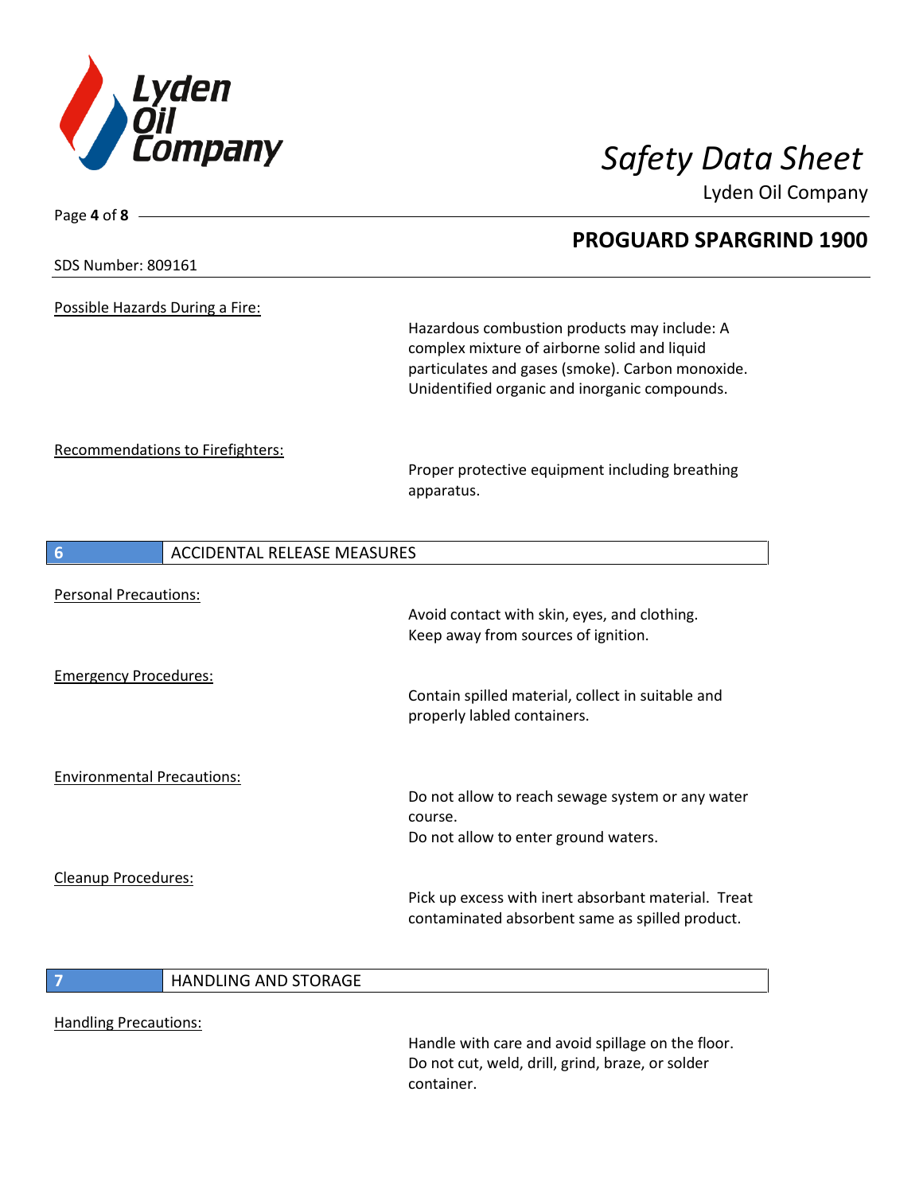Possible Hazards During a Fire:

Hazardous combustion products may include: A complex mixture of airborne solid and liquid particulates and gases (smoke). Carbon monoxide. Unidentified organic and inorganic compounds.

Recommendations to Firefighters:

Proper protective equipment including breathing apparatus.

## 6 ACCIDENTAL RELEASE MEASURES

Personal Precautions:

Avoid contact with skin, eyes, and clothing.
Keep away from sources of ignition.

Emergency Procedures:

Contain spilled material, collect in suitable and properly labled containers.

Environmental Precautions:

Do not allow to reach sewage system or any water course.
Do not allow to enter ground waters.

Cleanup Procedures:

Pick up excess with inert absorbant material. Treat contaminated absorbent same as spilled product.

## 7 HANDLING AND STORAGE

Handling Precautions:

Handle with care and avoid spillage on the floor.
Do not cut, weld, drill, grind, braze, or solder container.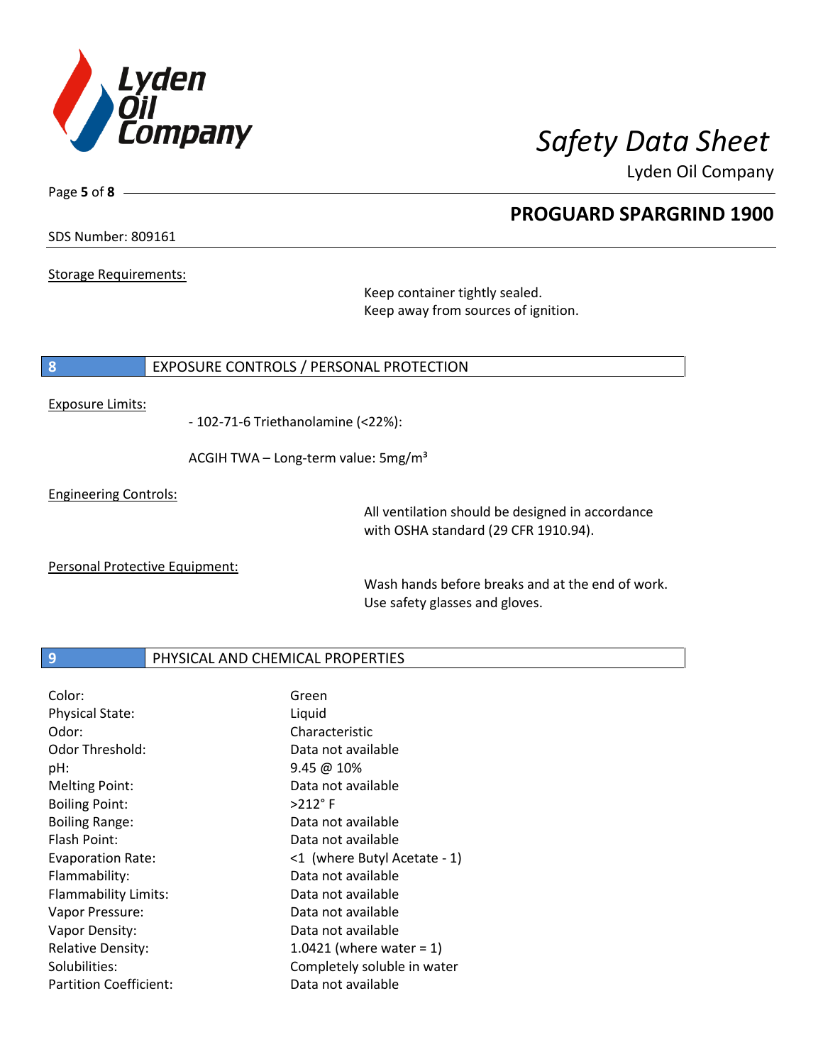SDS Number: 809161

Storage Requirements:

Keep container tightly sealed.
Keep away from sources of ignition.

## 8 EXPOSURE CONTROLS / PERSONAL PROTECTION

Exposure Limits:

- 102-71-6 Triethanolamine (<22%):

ACGIH TWA – Long-term value: 5mg/m³

Engineering Controls:

All ventilation should be designed in accordance with OSHA standard (29 CFR 1910.94).

Personal Protective Equipment:

Wash hands before breaks and at the end of work.
Use safety glasses and gloves.

## 9 PHYSICAL AND CHEMICAL PROPERTIES

| | |
|---|---|
| Color: | Green |
| Physical State: | Liquid |
| Odor: | Characteristic |
| Odor Threshold: | Data not available |
| pH: | 9.45 @ 10% |
| Melting Point: | Data not available |
| Boiling Point: | >212° F |
| Boiling Range: | Data not available |
| Flash Point: | Data not available |
| Evaporation Rate: | <1 (where Butyl Acetate - 1) |
| Flammability: | Data not available |
| Flammability Limits: | Data not available |
| Vapor Pressure: | Data not available |
| Vapor Density: | Data not available |
| Relative Density: | 1.0421 (where water = 1) |
| Solubilities: | Completely soluble in water |
| Partition Coefficient: | Data not available |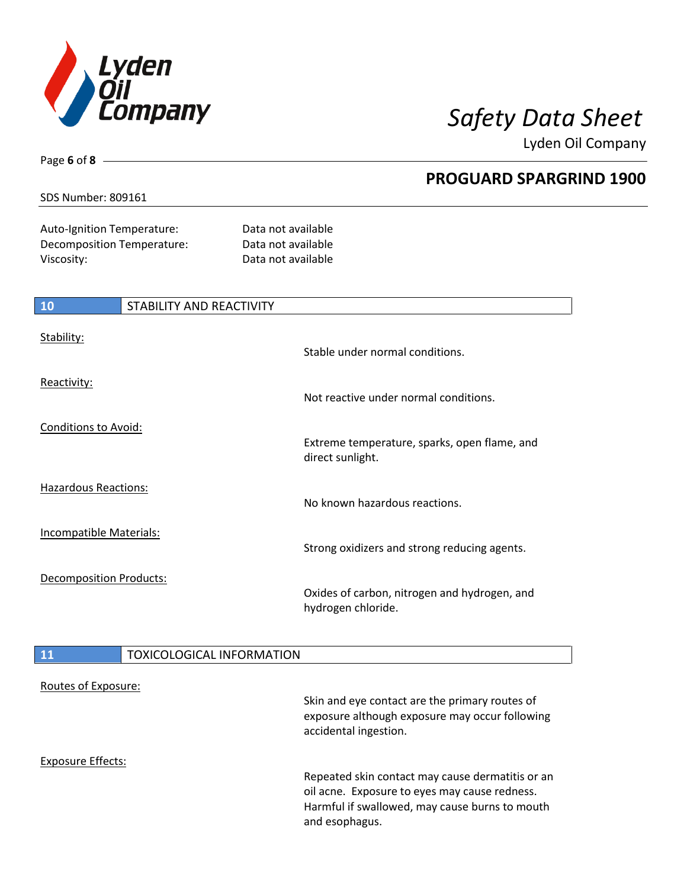| | |
|---|---|
| Auto-Ignition Temperature: | Data not available |
| Decomposition Temperature: | Data not available |
| Viscosity: | Data not available |

## 10 STABILITY AND REACTIVITY

Stability:

Stable under normal conditions.

Reactivity:

Not reactive under normal conditions.

Conditions to Avoid:

Extreme temperature, sparks, open flame, and direct sunlight.

Hazardous Reactions:

No known hazardous reactions.

Incompatible Materials:

Strong oxidizers and strong reducing agents.

Decomposition Products:

Oxides of carbon, nitrogen and hydrogen, and hydrogen chloride.

## 11 TOXICOLOGICAL INFORMATION

Routes of Exposure:

Skin and eye contact are the primary routes of exposure although exposure may occur following accidental ingestion.

Exposure Effects:

Repeated skin contact may cause dermatitis or an oil acne. Exposure to eyes may cause redness. Harmful if swallowed, may cause burns to mouth and esophagus.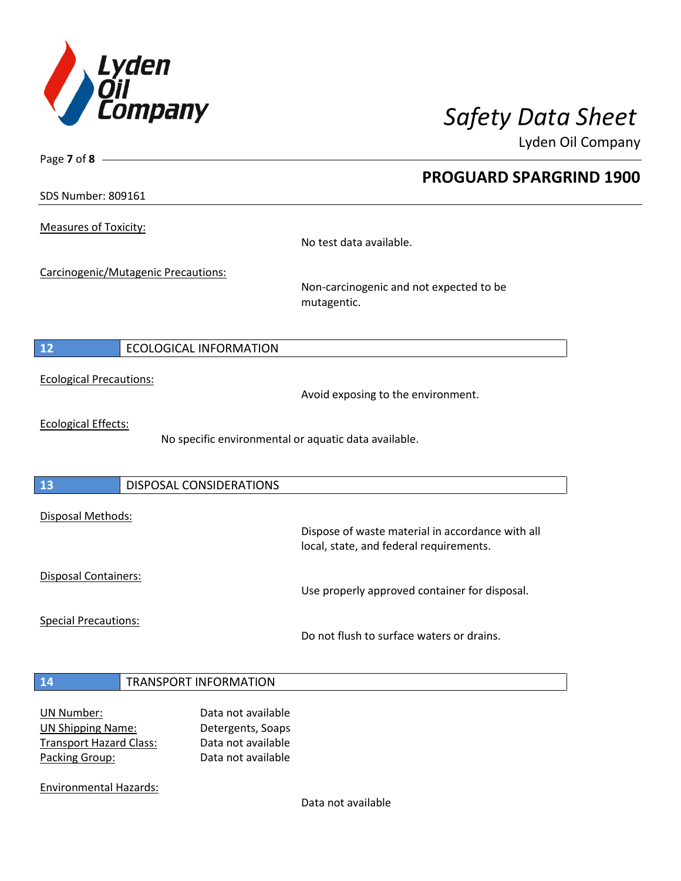Measures of Toxicity:

No test data available.

Carcinogenic/Mutagenic Precautions:

Non-carcinogenic and not expected to be mutagentic.

## 12 ECOLOGICAL INFORMATION

Ecological Precautions:

Avoid exposing to the environment.

Ecological Effects:

No specific environmental or aquatic data available.

## 13 DISPOSAL CONSIDERATIONS

Disposal Methods:

Dispose of waste material in accordance with all local, state, and federal requirements.

Disposal Containers:

Use properly approved container for disposal.

Special Precautions:

Do not flush to surface waters or drains.

## 14 TRANSPORT INFORMATION

UN Number: Data not available
UN Shipping Name: Detergents, Soaps
Transport Hazard Class: Data not available
Packing Group: Data not available

Environmental Hazards:

Data not available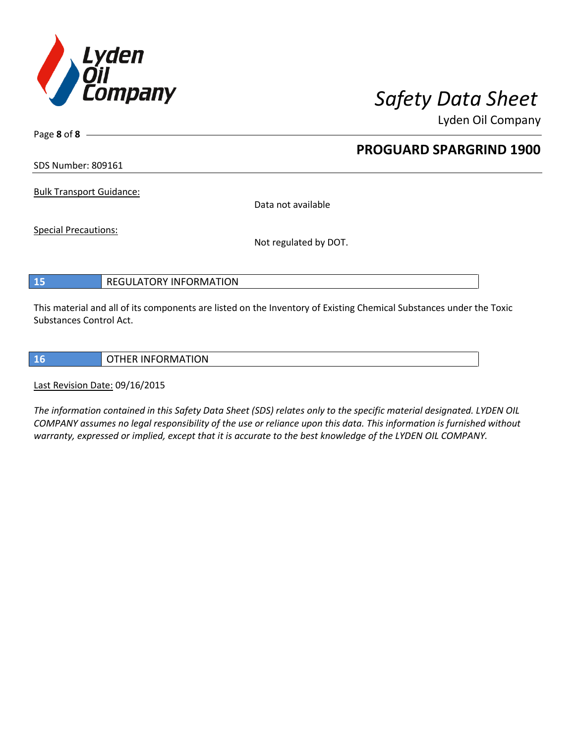Bulk Transport Guidance:

Data not available

Special Precautions:

Not regulated by DOT.

## 15 REGULATORY INFORMATION

This material and all of its components are listed on the Inventory of Existing Chemical Substances under the Toxic Substances Control Act.

## 16 OTHER INFORMATION

Last Revision Date: 09/16/2015

*The information contained in this Safety Data Sheet (SDS) relates only to the specific material designated. LYDEN OIL COMPANY assumes no legal responsibility of the use or reliance upon this data. This information is furnished without warranty, expressed or implied, except that it is accurate to the best knowledge of the LYDEN OIL COMPANY.*